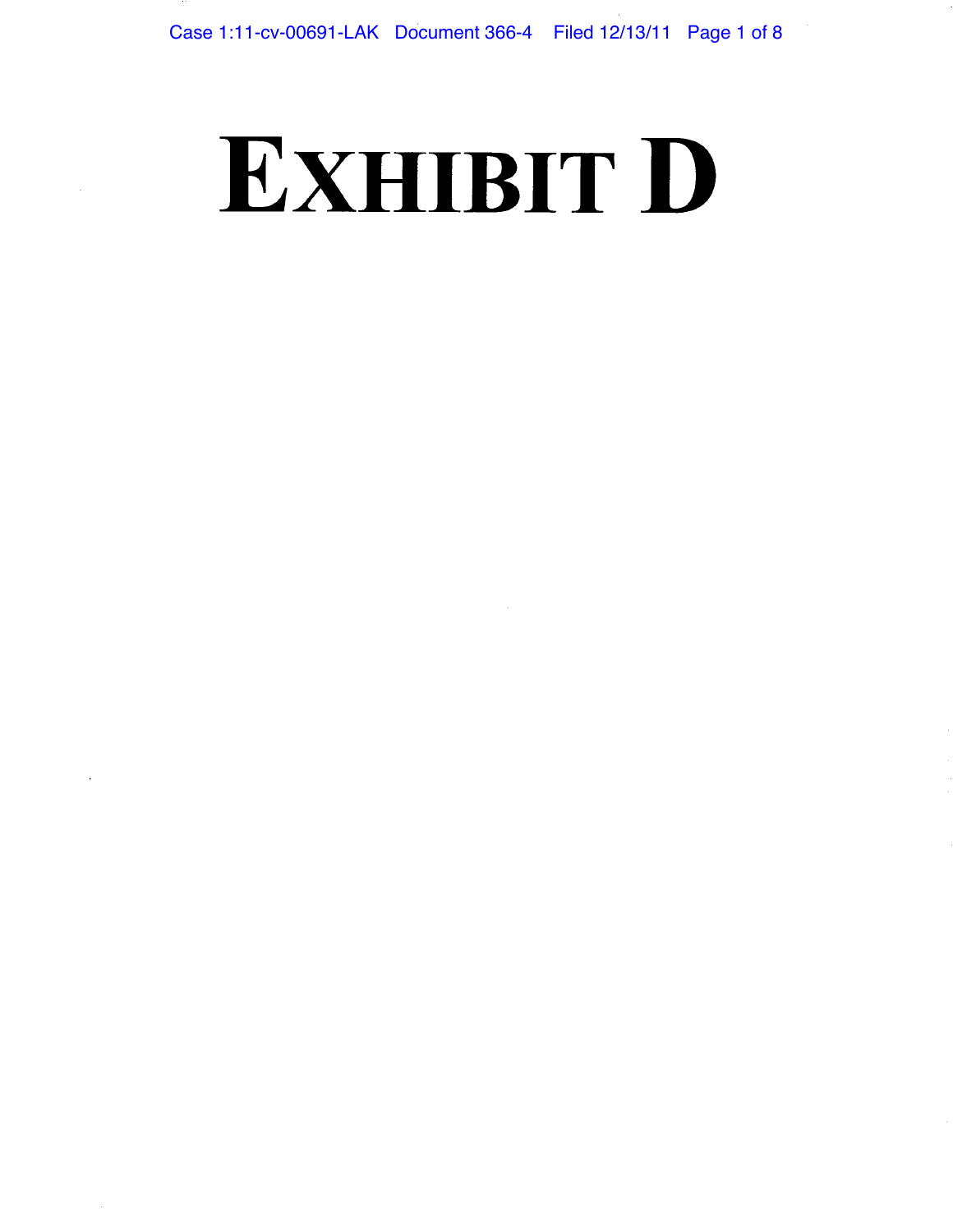# EXHIBIT D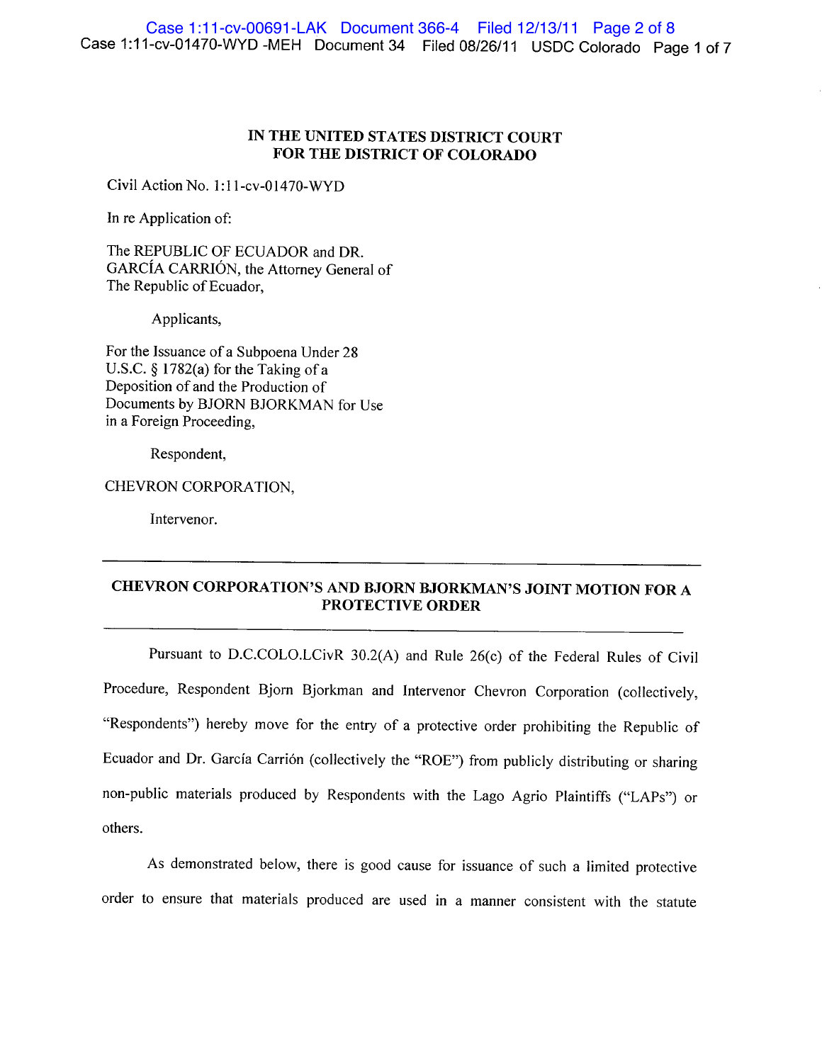# IN THE UNITED STATES DISTRICT COURT
# FOR THE DISTRICT OF COLORADO

Civil Action No. 1:11-cv-01470-WYD

In re Application of:

The REPUBLIC OF ECUADOR and DR. GARCÍA CARRIÓN, the Attorney General of The Republic of Ecuador,

Applicants,

For the Issuance of a Subpoena Under 28 U.S.C. § 1782(a) for the Taking of a Deposition of and the Production of Documents by BJORN BJORKMAN for Use in a Foreign Proceeding,

Respondent,

CHEVRON CORPORATION,

Intervenor.

---

## CHEVRON CORPORATION'S AND BJORN BJORKMAN'S JOINT MOTION FOR A PROTECTIVE ORDER

---

Pursuant to D.C.COLO.LCivR 30.2(A) and Rule 26(c) of the Federal Rules of Civil Procedure, Respondent Bjorn Bjorkman and Intervenor Chevron Corporation (collectively, "Respondents") hereby move for the entry of a protective order prohibiting the Republic of Ecuador and Dr. García Carrión (collectively the "ROE") from publicly distributing or sharing non-public materials produced by Respondents with the Lago Agrio Plaintiffs ("LAPs") or others.

As demonstrated below, there is good cause for issuance of such a limited protective order to ensure that materials produced are used in a manner consistent with the statute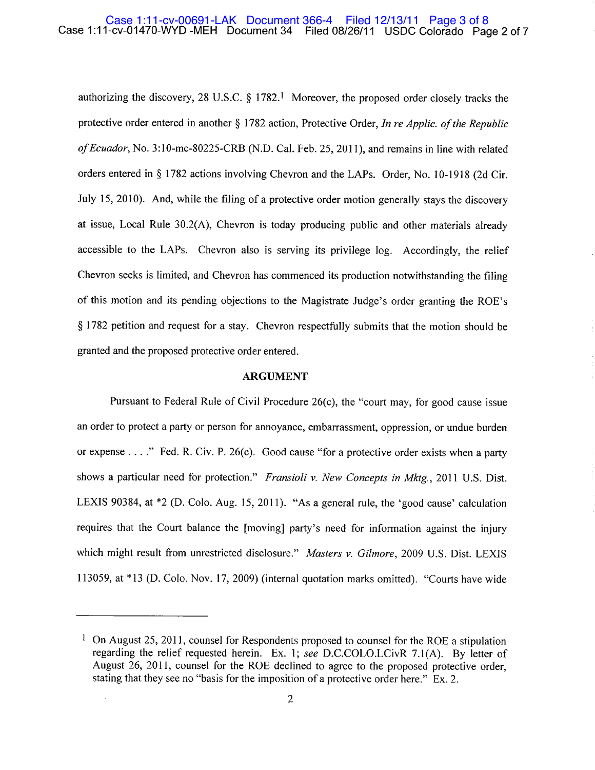authorizing the discovery, 28 U.S.C. § 1782.[1] Moreover, the proposed order closely tracks the protective order entered in another § 1782 action, Protective Order, *In re Applic. of the Republic of Ecuador*, No. 3:10-mc-80225-CRB (N.D. Cal. Feb. 25, 2011), and remains in line with related orders entered in § 1782 actions involving Chevron and the LAPs. Order, No. 10-1918 (2d Cir. July 15, 2010). And, while the filing of a protective order motion generally stays the discovery at issue, Local Rule 30.2(A), Chevron is today producing public and other materials already accessible to the LAPs. Chevron also is serving its privilege log. Accordingly, the relief Chevron seeks is limited, and Chevron has commenced its production notwithstanding the filing of this motion and its pending objections to the Magistrate Judge's order granting the ROE's § 1782 petition and request for a stay. Chevron respectfully submits that the motion should be granted and the proposed protective order entered.

## ARGUMENT

Pursuant to Federal Rule of Civil Procedure 26(c), the "court may, for good cause issue an order to protect a party or person for annoyance, embarrassment, oppression, or undue burden or expense . . . ." Fed. R. Civ. P. 26(c). Good cause "for a protective order exists when a party shows a particular need for protection." *Fransioli v. New Concepts in Mktg.*, 2011 U.S. Dist. LEXIS 90384, at *2 (D. Colo. Aug. 15, 2011). "As a general rule, the 'good cause' calculation requires that the Court balance the [moving] party's need for information against the injury which might result from unrestricted disclosure." *Masters v. Gilmore*, 2009 U.S. Dist. LEXIS 113059, at *13 (D. Colo. Nov. 17, 2009) (internal quotation marks omitted). "Courts have wide

---

[1] On August 25, 2011, counsel for Respondents proposed to counsel for the ROE a stipulation regarding the relief requested herein. Ex. 1; *see* D.C.COLO.LCivR 7.1(A). By letter of August 26, 2011, counsel for the ROE declined to agree to the proposed protective order, stating that they see no "basis for the imposition of a protective order here." Ex. 2.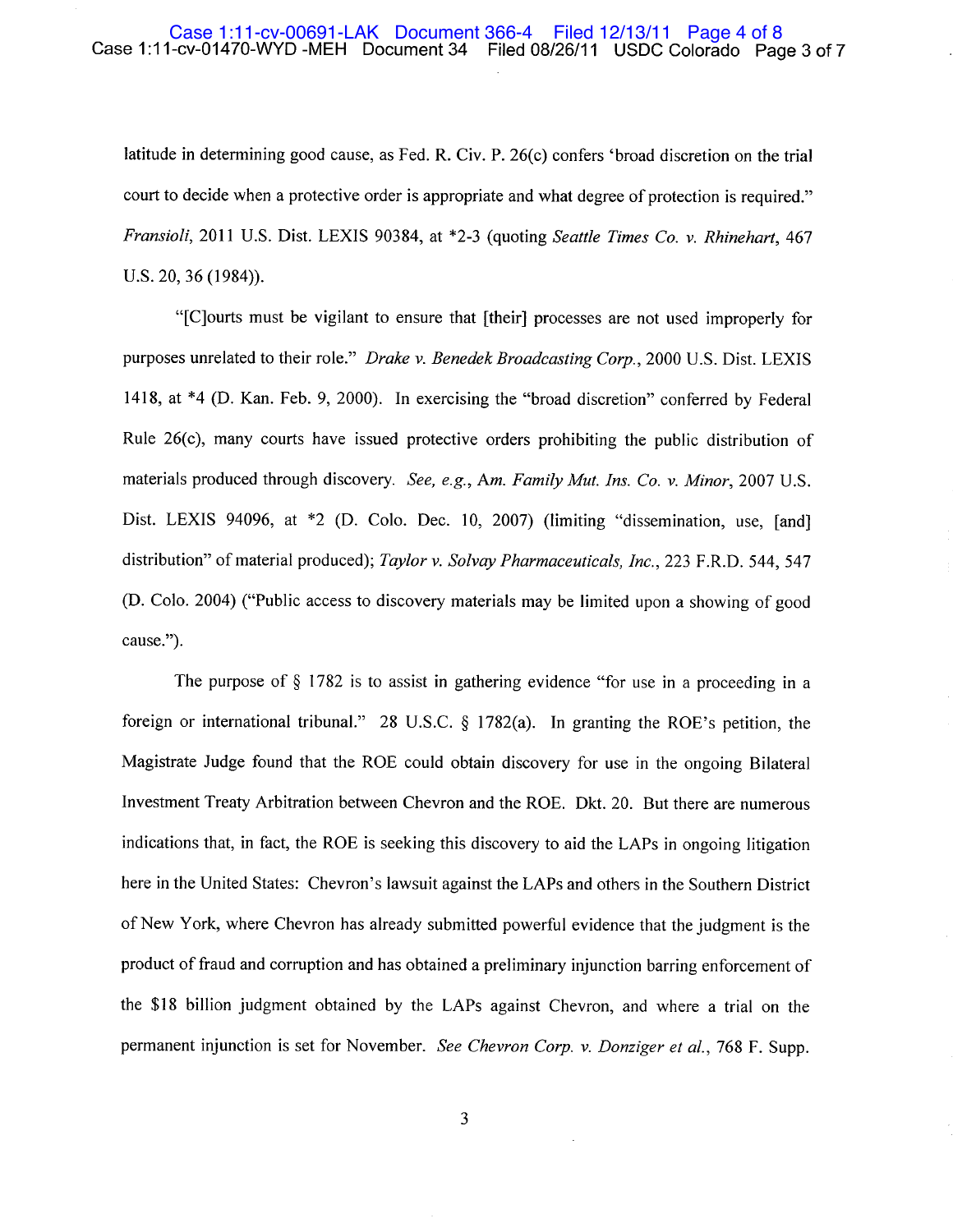latitude in determining good cause, as Fed. R. Civ. P. 26(c) confers 'broad discretion on the trial court to decide when a protective order is appropriate and what degree of protection is required." *Fransioli*, 2011 U.S. Dist. LEXIS 90384, at *2-3 (quoting *Seattle Times Co. v. Rhinehart*, 467 U.S. 20, 36 (1984)).

"[C]ourts must be vigilant to ensure that [their] processes are not used improperly for purposes unrelated to their role." *Drake v. Benedek Broadcasting Corp.*, 2000 U.S. Dist. LEXIS 1418, at *4 (D. Kan. Feb. 9, 2000). In exercising the "broad discretion" conferred by Federal Rule 26(c), many courts have issued protective orders prohibiting the public distribution of materials produced through discovery. *See, e.g., Am. Family Mut. Ins. Co. v. Minor*, 2007 U.S. Dist. LEXIS 94096, at *2 (D. Colo. Dec. 10, 2007) (limiting "dissemination, use, [and] distribution" of material produced); *Taylor v. Solvay Pharmaceuticals, Inc.*, 223 F.R.D. 544, 547 (D. Colo. 2004) ("Public access to discovery materials may be limited upon a showing of good cause.").

The purpose of § 1782 is to assist in gathering evidence "for use in a proceeding in a foreign or international tribunal." 28 U.S.C. § 1782(a). In granting the ROE's petition, the Magistrate Judge found that the ROE could obtain discovery for use in the ongoing Bilateral Investment Treaty Arbitration between Chevron and the ROE. Dkt. 20. But there are numerous indications that, in fact, the ROE is seeking this discovery to aid the LAPs in ongoing litigation here in the United States: Chevron's lawsuit against the LAPs and others in the Southern District of New York, where Chevron has already submitted powerful evidence that the judgment is the product of fraud and corruption and has obtained a preliminary injunction barring enforcement of the $18 billion judgment obtained by the LAPs against Chevron, and where a trial on the permanent injunction is set for November. *See Chevron Corp. v. Donziger et al.*, 768 F. Supp.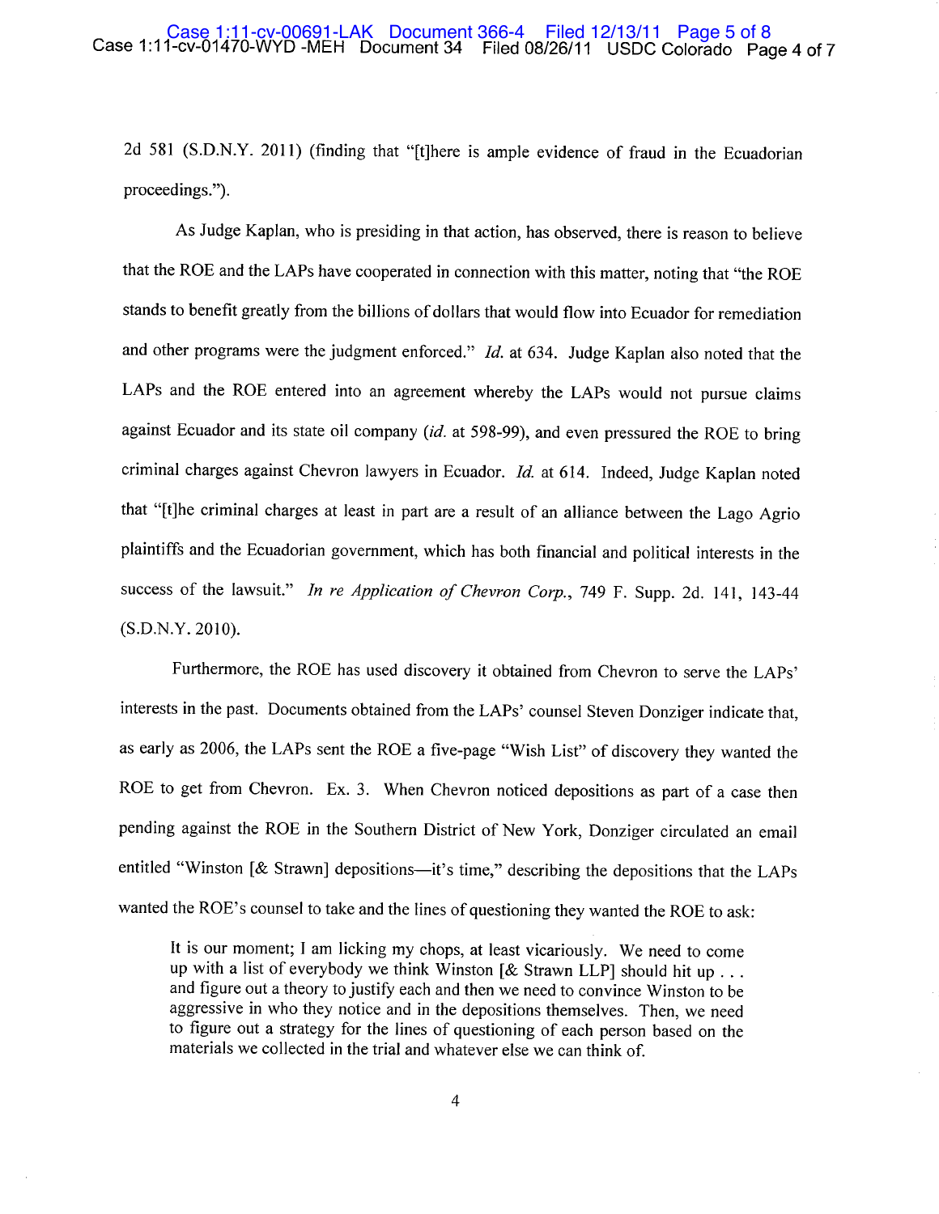2d 581 (S.D.N.Y. 2011) (finding that "[t]here is ample evidence of fraud in the Ecuadorian proceedings.").

As Judge Kaplan, who is presiding in that action, has observed, there is reason to believe that the ROE and the LAPs have cooperated in connection with this matter, noting that "the ROE stands to benefit greatly from the billions of dollars that would flow into Ecuador for remediation and other programs were the judgment enforced." *Id.* at 634. Judge Kaplan also noted that the LAPs and the ROE entered into an agreement whereby the LAPs would not pursue claims against Ecuador and its state oil company (*id.* at 598-99), and even pressured the ROE to bring criminal charges against Chevron lawyers in Ecuador. *Id.* at 614. Indeed, Judge Kaplan noted that "[t]he criminal charges at least in part are a result of an alliance between the Lago Agrio plaintiffs and the Ecuadorian government, which has both financial and political interests in the success of the lawsuit." *In re Application of Chevron Corp.*, 749 F. Supp. 2d. 141, 143-44 (S.D.N.Y. 2010).

Furthermore, the ROE has used discovery it obtained from Chevron to serve the LAPs' interests in the past. Documents obtained from the LAPs' counsel Steven Donziger indicate that, as early as 2006, the LAPs sent the ROE a five-page "Wish List" of discovery they wanted the ROE to get from Chevron. Ex. 3. When Chevron noticed depositions as part of a case then pending against the ROE in the Southern District of New York, Donziger circulated an email entitled "Winston [& Strawn] depositions—it's time," describing the depositions that the LAPs wanted the ROE's counsel to take and the lines of questioning they wanted the ROE to ask:

> It is our moment; I am licking my chops, at least vicariously. We need to come up with a list of everybody we think Winston [& Strawn LLP] should hit up . . . and figure out a theory to justify each and then we need to convince Winston to be aggressive in who they notice and in the depositions themselves. Then, we need to figure out a strategy for the lines of questioning of each person based on the materials we collected in the trial and whatever else we can think of.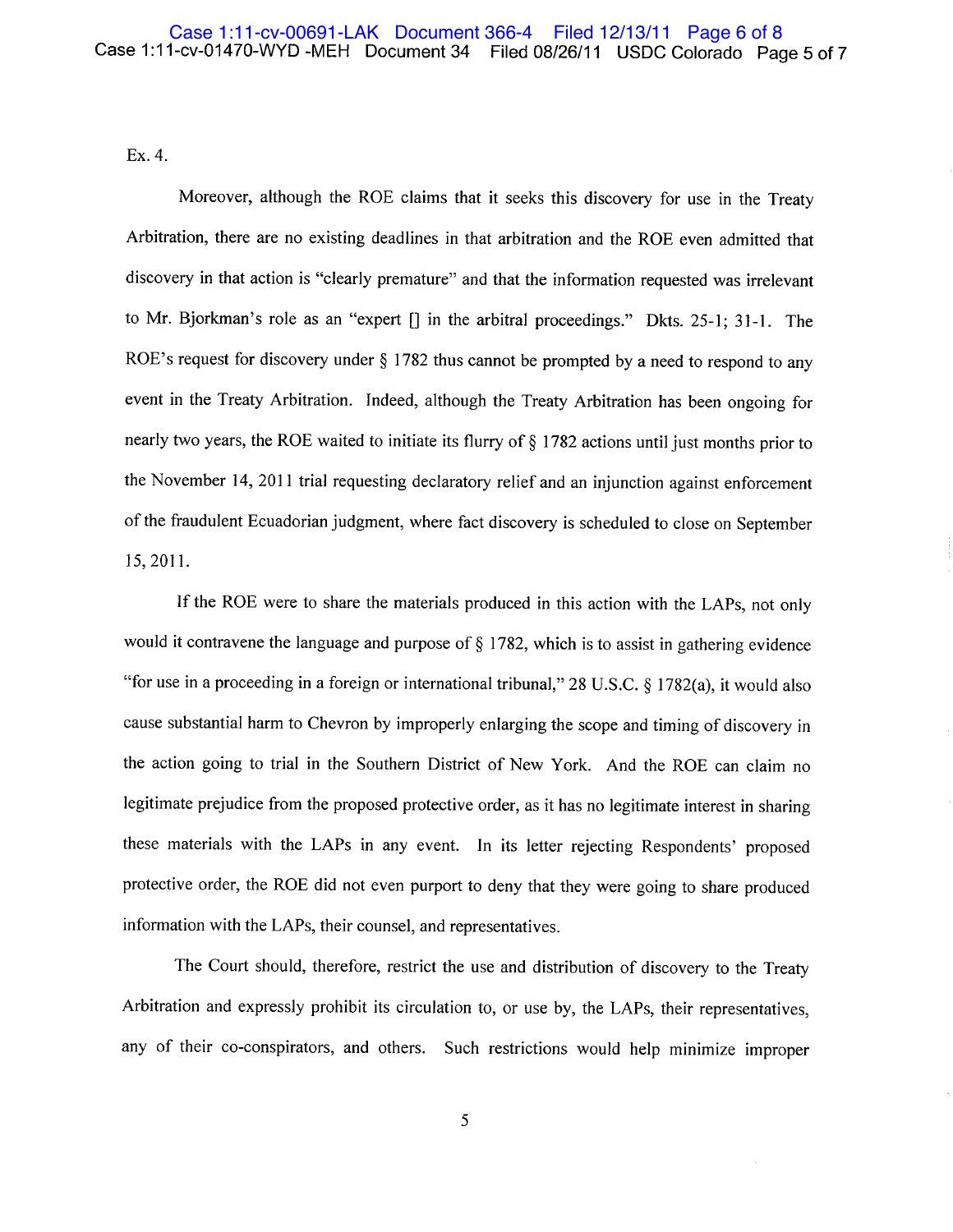Ex. 4.

Moreover, although the ROE claims that it seeks this discovery for use in the Treaty Arbitration, there are no existing deadlines in that arbitration and the ROE even admitted that discovery in that action is "clearly premature" and that the information requested was irrelevant to Mr. Bjorkman's role as an "expert [] in the arbitral proceedings." Dkts. 25-1; 31-1. The ROE's request for discovery under § 1782 thus cannot be prompted by a need to respond to any event in the Treaty Arbitration. Indeed, although the Treaty Arbitration has been ongoing for nearly two years, the ROE waited to initiate its flurry of § 1782 actions until just months prior to the November 14, 2011 trial requesting declaratory relief and an injunction against enforcement of the fraudulent Ecuadorian judgment, where fact discovery is scheduled to close on September 15, 2011.

If the ROE were to share the materials produced in this action with the LAPs, not only would it contravene the language and purpose of § 1782, which is to assist in gathering evidence "for use in a proceeding in a foreign or international tribunal," 28 U.S.C. § 1782(a), it would also cause substantial harm to Chevron by improperly enlarging the scope and timing of discovery in the action going to trial in the Southern District of New York. And the ROE can claim no legitimate prejudice from the proposed protective order, as it has no legitimate interest in sharing these materials with the LAPs in any event. In its letter rejecting Respondents' proposed protective order, the ROE did not even purport to deny that they were going to share produced information with the LAPs, their counsel, and representatives.

The Court should, therefore, restrict the use and distribution of discovery to the Treaty Arbitration and expressly prohibit its circulation to, or use by, the LAPs, their representatives, any of their co-conspirators, and others. Such restrictions would help minimize improper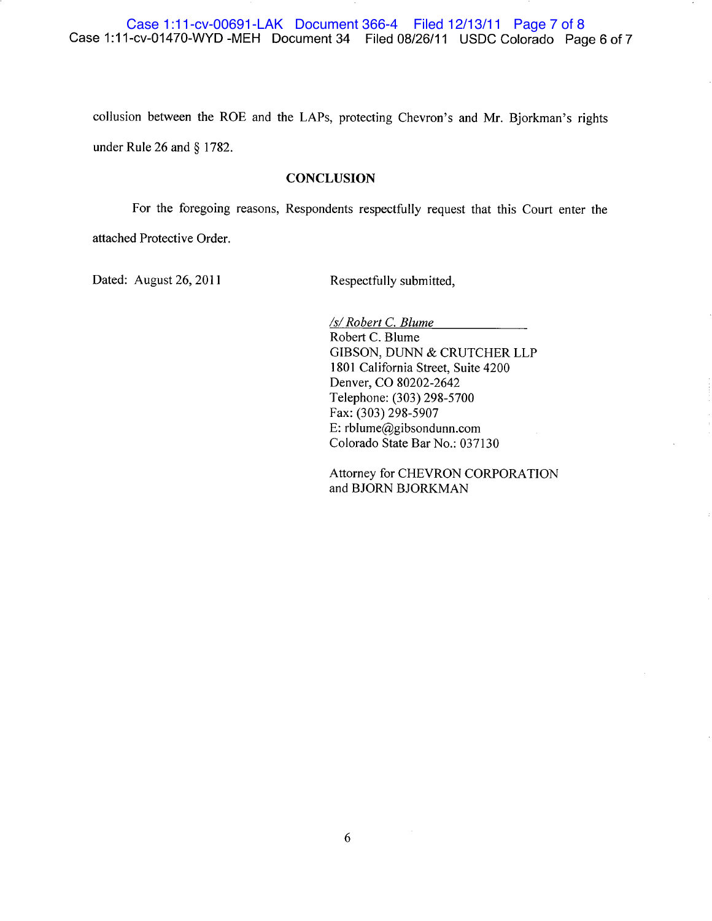collusion between the ROE and the LAPs, protecting Chevron's and Mr. Bjorkman's rights under Rule 26 and § 1782.

## CONCLUSION

For the foregoing reasons, Respondents respectfully request that this Court enter the attached Protective Order.

Dated: August 26, 2011

Respectfully submitted,

*/s/ Robert C. Blume*
Robert C. Blume
GIBSON, DUNN & CRUTCHER LLP
1801 California Street, Suite 4200
Denver, CO 80202-2642
Telephone: (303) 298-5700
Fax: (303) 298-5907
E: rblume@gibsondunn.com
Colorado State Bar No.: 037130

Attorney for CHEVRON CORPORATION
and BJORN BJORKMAN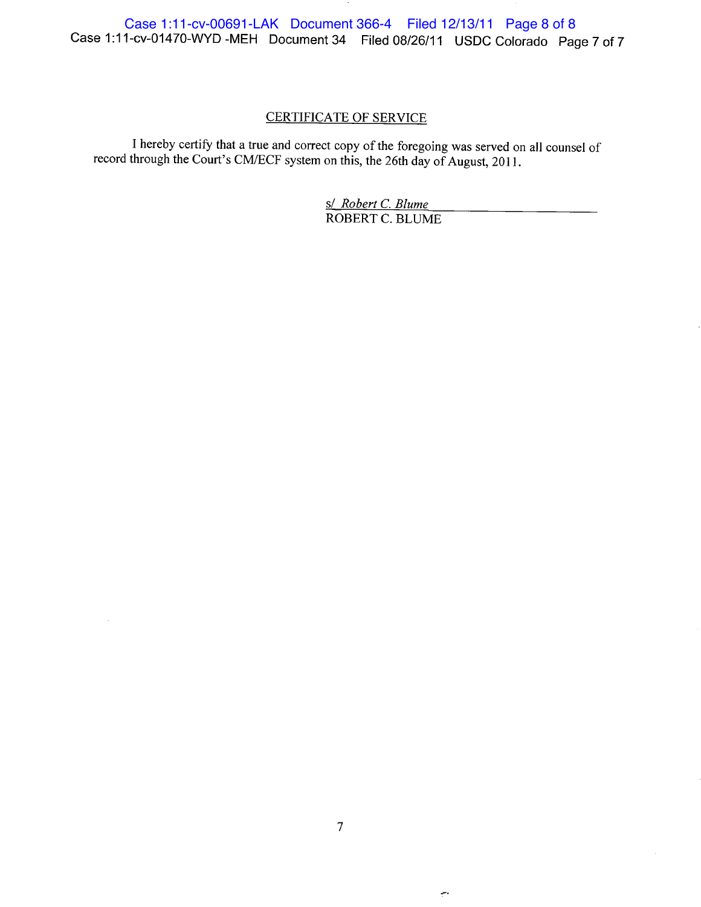## CERTIFICATE OF SERVICE

I hereby certify that a true and correct copy of the foregoing was served on all counsel of record through the Court's CM/ECF system on this, the 26th day of August, 2011.

s/ *Robert C. Blume*
ROBERT C. BLUME